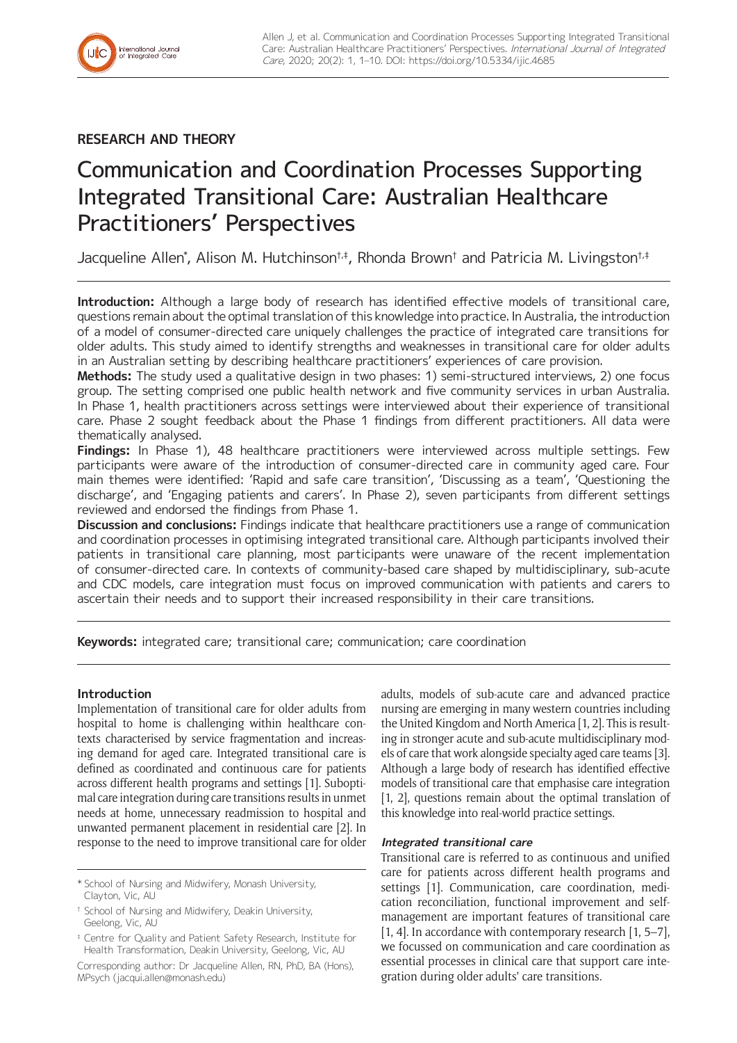## RESEARCH AND THEORY

# Communication and Coordination Processes Supporting Integrated Transitional Care: Australian Healthcare Practitioners' Perspectives

Jacqueline Allen[*], Alison M. Hutchinson[†,‡], Rhonda Brown[†] and Patricia M. Livingston[†,‡]

**Introduction:** Although a large body of research has identified effective models of transitional care, questions remain about the optimal translation of this knowledge into practice. In Australia, the introduction of a model of consumer-directed care uniquely challenges the practice of integrated care transitions for older adults. This study aimed to identify strengths and weaknesses in transitional care for older adults in an Australian setting by describing healthcare practitioners' experiences of care provision.

**Methods:** The study used a qualitative design in two phases: 1) semi-structured interviews, 2) one focus group. The setting comprised one public health network and five community services in urban Australia. In Phase 1, health practitioners across settings were interviewed about their experience of transitional care. Phase 2 sought feedback about the Phase 1 findings from different practitioners. All data were thematically analysed.

**Findings:** In Phase 1), 48 healthcare practitioners were interviewed across multiple settings. Few participants were aware of the introduction of consumer-directed care in community aged care. Four main themes were identified: 'Rapid and safe care transition', 'Discussing as a team', 'Questioning the discharge', and 'Engaging patients and carers'. In Phase 2), seven participants from different settings reviewed and endorsed the findings from Phase 1.

**Discussion and conclusions:** Findings indicate that healthcare practitioners use a range of communication and coordination processes in optimising integrated transitional care. Although participants involved their patients in transitional care planning, most participants were unaware of the recent implementation of consumer-directed care. In contexts of community-based care shaped by multidisciplinary, sub-acute and CDC models, care integration must focus on improved communication with patients and carers to ascertain their needs and to support their increased responsibility in their care transitions.

**Keywords:** integrated care; transitional care; communication; care coordination

### Introduction

Implementation of transitional care for older adults from hospital to home is challenging within healthcare contexts characterised by service fragmentation and increasing demand for aged care. Integrated transitional care is defined as coordinated and continuous care for patients across different health programs and settings [1]. Suboptimal care integration during care transitions results in unmet needs at home, unnecessary readmission to hospital and unwanted permanent placement in residential care [2]. In response to the need to improve transitional care for older adults, models of sub-acute care and advanced practice nursing are emerging in many western countries including the United Kingdom and North America [1, 2]. This is resulting in stronger acute and sub-acute multidisciplinary models of care that work alongside specialty aged care teams [3]. Although a large body of research has identified effective models of transitional care that emphasise care integration [1, 2], questions remain about the optimal translation of this knowledge into real-world practice settings.

#### *Integrated transitional care*

Transitional care is referred to as continuous and unified care for patients across different health programs and settings [1]. Communication, care coordination, medication reconciliation, functional improvement and self-management are important features of transitional care [1, 4]. In accordance with contemporary research [1, 5–7], we focussed on communication and care coordination as essential processes in clinical care that support care integration during older adults' care transitions.

[*] School of Nursing and Midwifery, Monash University, Clayton, Vic, AU

[†] School of Nursing and Midwifery, Deakin University, Geelong, Vic, AU

[‡] Centre for Quality and Patient Safety Research, Institute for Health Transformation, Deakin University, Geelong, Vic, AU

Corresponding author: Dr Jacqueline Allen, RN, PhD, BA (Hons), MPsych (jacqui.allen@monash.edu)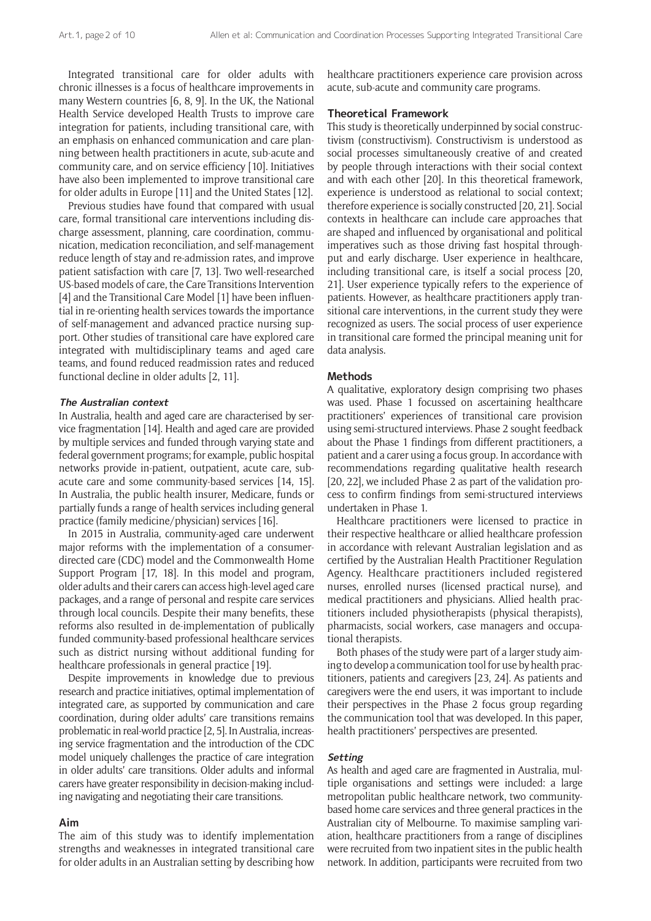Integrated transitional care for older adults with chronic illnesses is a focus of healthcare improvements in many Western countries [6, 8, 9]. In the UK, the National Health Service developed Health Trusts to improve care integration for patients, including transitional care, with an emphasis on enhanced communication and care planning between health practitioners in acute, sub-acute and community care, and on service efficiency [10]. Initiatives have also been implemented to improve transitional care for older adults in Europe [11] and the United States [12].

Previous studies have found that compared with usual care, formal transitional care interventions including discharge assessment, planning, care coordination, communication, medication reconciliation, and self-management reduce length of stay and re-admission rates, and improve patient satisfaction with care [7, 13]. Two well-researched US-based models of care, the Care Transitions Intervention [4] and the Transitional Care Model [1] have been influential in re-orienting health services towards the importance of self-management and advanced practice nursing support. Other studies of transitional care have explored care integrated with multidisciplinary teams and aged care teams, and found reduced readmission rates and reduced functional decline in older adults [2, 11].

### *The Australian context*

In Australia, health and aged care are characterised by service fragmentation [14]. Health and aged care are provided by multiple services and funded through varying state and federal government programs; for example, public hospital networks provide in-patient, outpatient, acute care, subacute care and some community-based services [14, 15]. In Australia, the public health insurer, Medicare, funds or partially funds a range of health services including general practice (family medicine/physician) services [16].

In 2015 in Australia, community-aged care underwent major reforms with the implementation of a consumer-directed care (CDC) model and the Commonwealth Home Support Program [17, 18]. In this model and program, older adults and their carers can access high-level aged care packages, and a range of personal and respite care services through local councils. Despite their many benefits, these reforms also resulted in de-implementation of publically funded community-based professional healthcare services such as district nursing without additional funding for healthcare professionals in general practice [19].

Despite improvements in knowledge due to previous research and practice initiatives, optimal implementation of integrated care, as supported by communication and care coordination, during older adults' care transitions remains problematic in real-world practice [2, 5]. In Australia, increasing service fragmentation and the introduction of the CDC model uniquely challenges the practice of care integration in older adults' care transitions. Older adults and informal carers have greater responsibility in decision-making including navigating and negotiating their care transitions.

## Aim

The aim of this study was to identify implementation strengths and weaknesses in integrated transitional care for older adults in an Australian setting by describing how healthcare practitioners experience care provision across acute, sub-acute and community care programs.

## Theoretical Framework

This study is theoretically underpinned by social constructivism (constructivism). Constructivism is understood as social processes simultaneously creative of and created by people through interactions with their social context and with each other [20]. In this theoretical framework, experience is understood as relational to social context; therefore experience is socially constructed [20, 21]. Social contexts in healthcare can include care approaches that are shaped and influenced by organisational and political imperatives such as those driving fast hospital throughput and early discharge. User experience in healthcare, including transitional care, is itself a social process [20, 21]. User experience typically refers to the experience of patients. However, as healthcare practitioners apply transitional care interventions, in the current study they were recognized as users. The social process of user experience in transitional care formed the principal meaning unit for data analysis.

## Methods

A qualitative, exploratory design comprising two phases was used. Phase 1 focussed on ascertaining healthcare practitioners' experiences of transitional care provision using semi-structured interviews. Phase 2 sought feedback about the Phase 1 findings from different practitioners, a patient and a carer using a focus group. In accordance with recommendations regarding qualitative health research [20, 22], we included Phase 2 as part of the validation process to confirm findings from semi-structured interviews undertaken in Phase 1.

Healthcare practitioners were licensed to practice in their respective healthcare or allied healthcare profession in accordance with relevant Australian legislation and as certified by the Australian Health Practitioner Regulation Agency. Healthcare practitioners included registered nurses, enrolled nurses (licensed practical nurse), and medical practitioners and physicians. Allied health practitioners included physiotherapists (physical therapists), pharmacists, social workers, case managers and occupational therapists.

Both phases of the study were part of a larger study aiming to develop a communication tool for use by health practitioners, patients and caregivers [23, 24]. As patients and caregivers were the end users, it was important to include their perspectives in the Phase 2 focus group regarding the communication tool that was developed. In this paper, health practitioners' perspectives are presented.

### *Setting*

As health and aged care are fragmented in Australia, multiple organisations and settings were included: a large metropolitan public healthcare network, two community-based home care services and three general practices in the Australian city of Melbourne. To maximise sampling variation, healthcare practitioners from a range of disciplines were recruited from two inpatient sites in the public health network. In addition, participants were recruited from two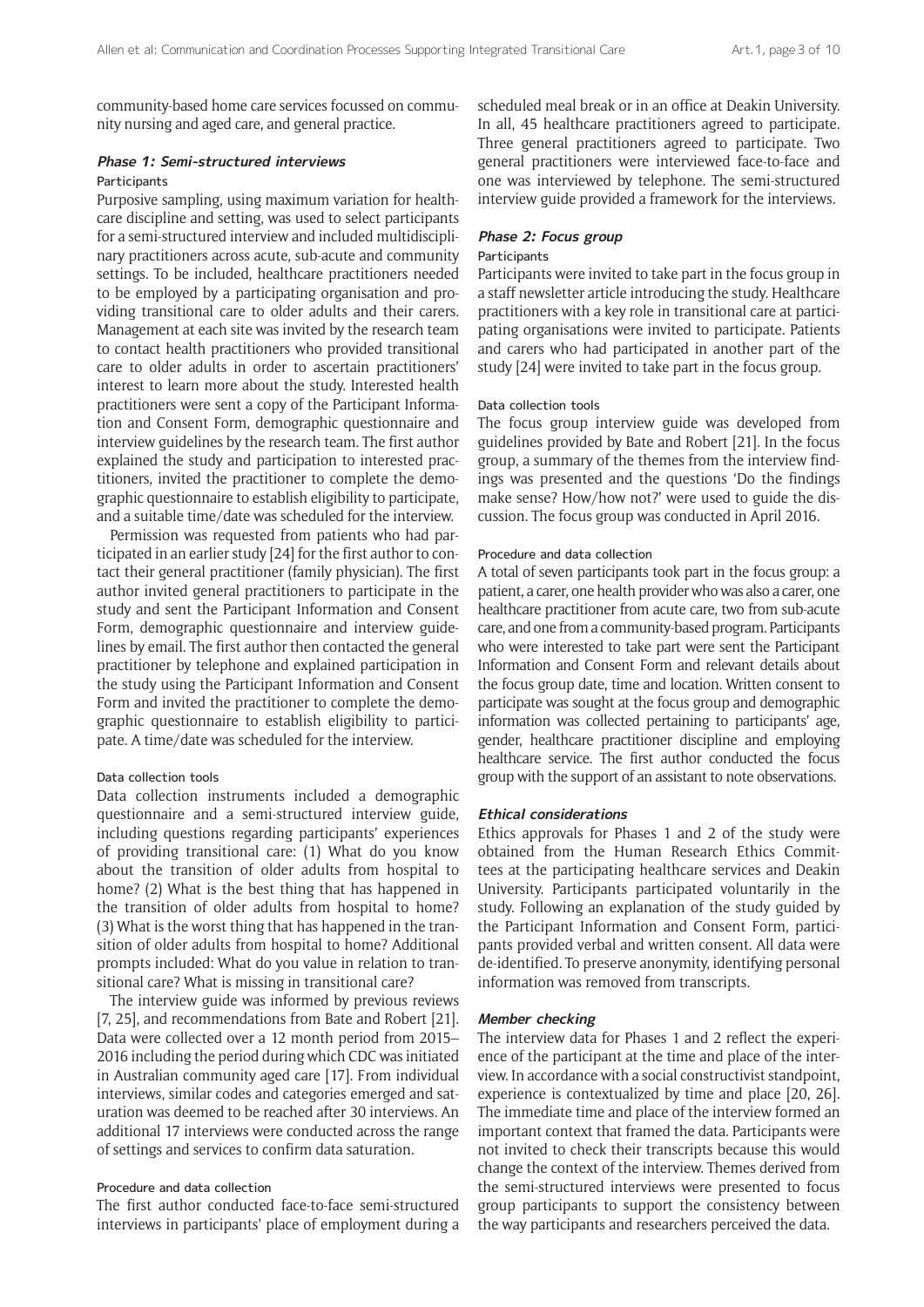community-based home care services focussed on community nursing and aged care, and general practice.

### *Phase 1: Semi-structured interviews*

#### Participants

Purposive sampling, using maximum variation for healthcare discipline and setting, was used to select participants for a semi-structured interview and included multidisciplinary practitioners across acute, sub-acute and community settings. To be included, healthcare practitioners needed to be employed by a participating organisation and providing transitional care to older adults and their carers. Management at each site was invited by the research team to contact health practitioners who provided transitional care to older adults in order to ascertain practitioners' interest to learn more about the study. Interested health practitioners were sent a copy of the Participant Information and Consent Form, demographic questionnaire and interview guidelines by the research team. The first author explained the study and participation to interested practitioners, invited the practitioner to complete the demographic questionnaire to establish eligibility to participate, and a suitable time/date was scheduled for the interview.

Permission was requested from patients who had participated in an earlier study [24] for the first author to contact their general practitioner (family physician). The first author invited general practitioners to participate in the study and sent the Participant Information and Consent Form, demographic questionnaire and interview guidelines by email. The first author then contacted the general practitioner by telephone and explained participation in the study using the Participant Information and Consent Form and invited the practitioner to complete the demographic questionnaire to establish eligibility to participate. A time/date was scheduled for the interview.

#### Data collection tools

Data collection instruments included a demographic questionnaire and a semi-structured interview guide, including questions regarding participants' experiences of providing transitional care: (1) What do you know about the transition of older adults from hospital to home? (2) What is the best thing that has happened in the transition of older adults from hospital to home? (3) What is the worst thing that has happened in the transition of older adults from hospital to home? Additional prompts included: What do you value in relation to transitional care? What is missing in transitional care?

The interview guide was informed by previous reviews [7, 25], and recommendations from Bate and Robert [21]. Data were collected over a 12 month period from 2015–2016 including the period during which CDC was initiated in Australian community aged care [17]. From individual interviews, similar codes and categories emerged and saturation was deemed to be reached after 30 interviews. An additional 17 interviews were conducted across the range of settings and services to confirm data saturation.

#### Procedure and data collection

The first author conducted face-to-face semi-structured interviews in participants' place of employment during a scheduled meal break or in an office at Deakin University. In all, 45 healthcare practitioners agreed to participate. Three general practitioners agreed to participate. Two general practitioners were interviewed face-to-face and one was interviewed by telephone. The semi-structured interview guide provided a framework for the interviews.

### *Phase 2: Focus group*

#### Participants

Participants were invited to take part in the focus group in a staff newsletter article introducing the study. Healthcare practitioners with a key role in transitional care at participating organisations were invited to participate. Patients and carers who had participated in another part of the study [24] were invited to take part in the focus group.

#### Data collection tools

The focus group interview guide was developed from guidelines provided by Bate and Robert [21]. In the focus group, a summary of the themes from the interview findings was presented and the questions 'Do the findings make sense? How/how not?' were used to guide the discussion. The focus group was conducted in April 2016.

#### Procedure and data collection

A total of seven participants took part in the focus group: a patient, a carer, one health provider who was also a carer, one healthcare practitioner from acute care, two from sub-acute care, and one from a community-based program. Participants who were interested to take part were sent the Participant Information and Consent Form and relevant details about the focus group date, time and location. Written consent to participate was sought at the focus group and demographic information was collected pertaining to participants' age, gender, healthcare practitioner discipline and employing healthcare service. The first author conducted the focus group with the support of an assistant to note observations.

### *Ethical considerations*

Ethics approvals for Phases 1 and 2 of the study were obtained from the Human Research Ethics Committees at the participating healthcare services and Deakin University. Participants participated voluntarily in the study. Following an explanation of the study guided by the Participant Information and Consent Form, participants provided verbal and written consent. All data were de-identified. To preserve anonymity, identifying personal information was removed from transcripts.

### *Member checking*

The interview data for Phases 1 and 2 reflect the experience of the participant at the time and place of the interview. In accordance with a social constructivist standpoint, experience is contextualized by time and place [20, 26]. The immediate time and place of the interview formed an important context that framed the data. Participants were not invited to check their transcripts because this would change the context of the interview. Themes derived from the semi-structured interviews were presented to focus group participants to support the consistency between the way participants and researchers perceived the data.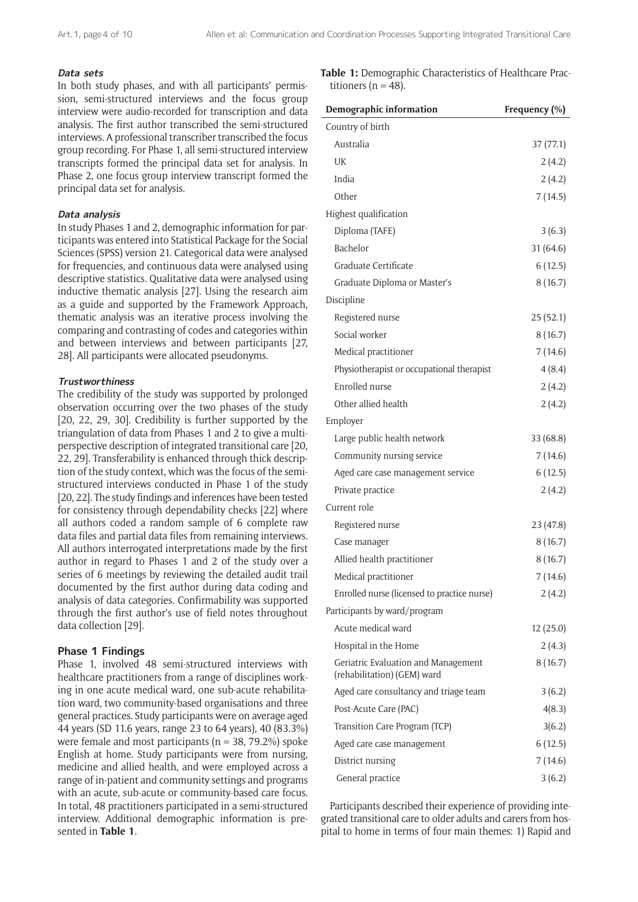### *Data sets*

In both study phases, and with all participants' permission, semi-structured interviews and the focus group interview were audio-recorded for transcription and data analysis. The first author transcribed the semi-structured interviews. A professional transcriber transcribed the focus group recording. For Phase 1, all semi-structured interview transcripts formed the principal data set for analysis. In Phase 2, one focus group interview transcript formed the principal data set for analysis.

### *Data analysis*

In study Phases 1 and 2, demographic information for participants was entered into Statistical Package for the Social Sciences (SPSS) version 21. Categorical data were analysed for frequencies, and continuous data were analysed using descriptive statistics. Qualitative data were analysed using inductive thematic analysis [27]. Using the research aim as a guide and supported by the Framework Approach, thematic analysis was an iterative process involving the comparing and contrasting of codes and categories within and between interviews and between participants [27, 28]. All participants were allocated pseudonyms.

### *Trustworthiness*

The credibility of the study was supported by prolonged observation occurring over the two phases of the study [20, 22, 29, 30]. Credibility is further supported by the triangulation of data from Phases 1 and 2 to give a multi-perspective description of integrated transitional care [20, 22, 29]. Transferability is enhanced through thick description of the study context, which was the focus of the semi-structured interviews conducted in Phase 1 of the study [20, 22]. The study findings and inferences have been tested for consistency through dependability checks [22] where all authors coded a random sample of 6 complete raw data files and partial data files from remaining interviews. All authors interrogated interpretations made by the first author in regard to Phases 1 and 2 of the study over a series of 6 meetings by reviewing the detailed audit trail documented by the first author during data coding and analysis of data categories. Confirmability was supported through the first author's use of field notes throughout data collection [29].

## Phase 1 Findings

Phase 1, involved 48 semi-structured interviews with healthcare practitioners from a range of disciplines working in one acute medical ward, one sub-acute rehabilitation ward, two community-based organisations and three general practices. Study participants were on average aged 44 years (SD 11.6 years, range 23 to 64 years), 40 (83.3%) were female and most participants (n = 38, 79.2%) spoke English at home. Study participants were from nursing, medicine and allied health, and were employed across a range of in-patient and community settings and programs with an acute, sub-acute or community-based care focus. In total, 48 practitioners participated in a semi-structured interview. Additional demographic information is presented in **Table 1**.

**Table 1:** Demographic Characteristics of Healthcare Practitioners (n = 48).

| Demographic information | Frequency (%) |
|---|---|
| Country of birth | |
| Australia | 37 (77.1) |
| UK | 2 (4.2) |
| India | 2 (4.2) |
| Other | 7 (14.5) |
| Highest qualification | |
| Diploma (TAFE) | 3 (6.3) |
| Bachelor | 31 (64.6) |
| Graduate Certificate | 6 (12.5) |
| Graduate Diploma or Master's | 8 (16.7) |
| Discipline | |
| Registered nurse | 25 (52.1) |
| Social worker | 8 (16.7) |
| Medical practitioner | 7 (14.6) |
| Physiotherapist or occupational therapist | 4 (8.4) |
| Enrolled nurse | 2 (4.2) |
| Other allied health | 2 (4.2) |
| Employer | |
| Large public health network | 33 (68.8) |
| Community nursing service | 7 (14.6) |
| Aged care case management service | 6 (12.5) |
| Private practice | 2 (4.2) |
| Current role | |
| Registered nurse | 23 (47.8) |
| Case manager | 8 (16.7) |
| Allied health practitioner | 8 (16.7) |
| Medical practitioner | 7 (14.6) |
| Enrolled nurse (licensed to practice nurse) | 2 (4.2) |
| Participants by ward/program | |
| Acute medical ward | 12 (25.0) |
| Hospital in the Home | 2 (4.3) |
| Geriatric Evaluation and Management (rehabilitation) (GEM) ward | 8 (16.7) |
| Aged care consultancy and triage team | 3 (6.2) |
| Post-Acute Care (PAC) | 4(8.3) |
| Transition Care Program (TCP) | 3(6.2) |
| Aged care case management | 6 (12.5) |
| District nursing | 7 (14.6) |
| General practice | 3 (6.2) |

Participants described their experience of providing integrated transitional care to older adults and carers from hospital to home in terms of four main themes: 1) Rapid and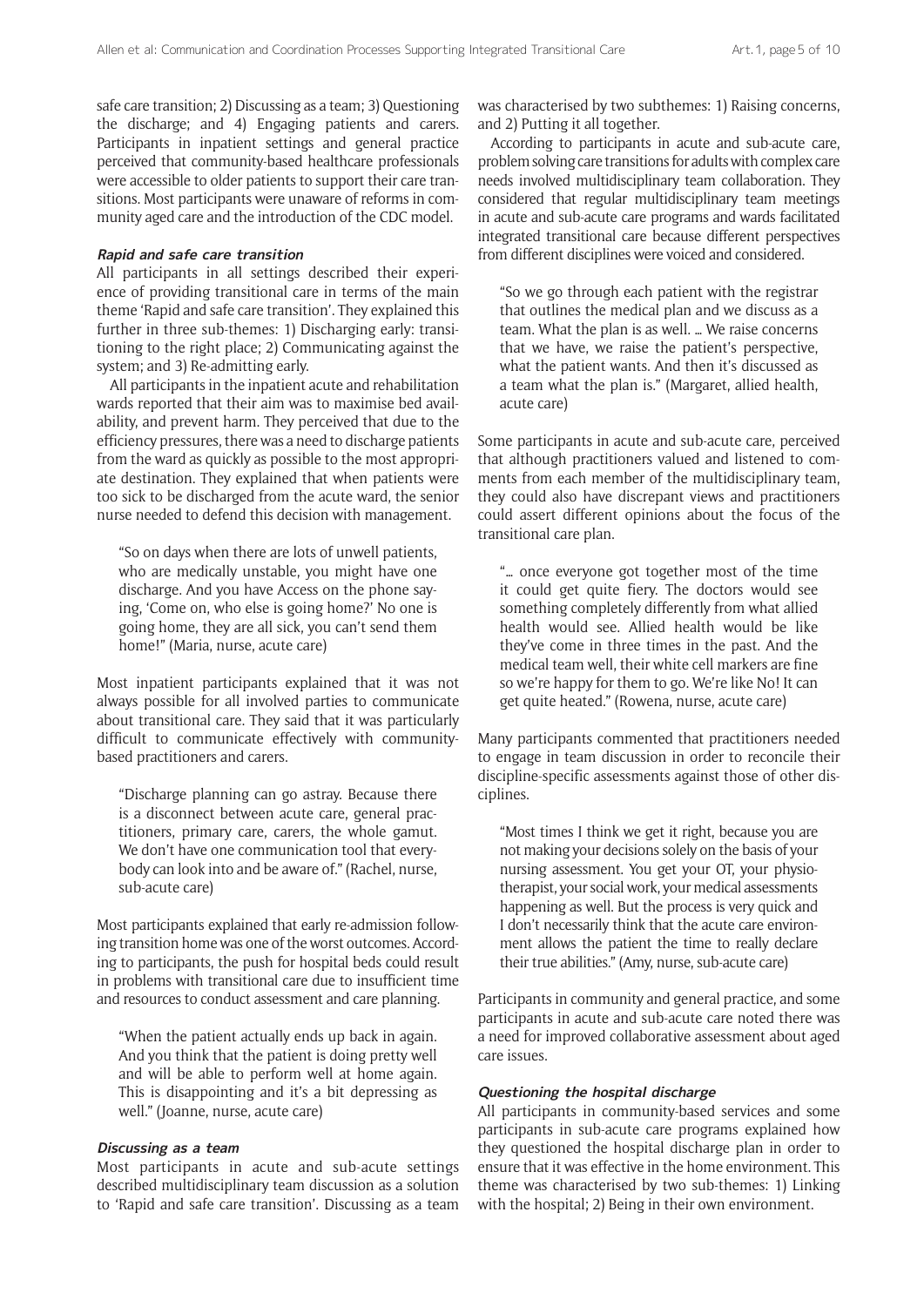safe care transition; 2) Discussing as a team; 3) Questioning the discharge; and 4) Engaging patients and carers. Participants in inpatient settings and general practice perceived that community-based healthcare professionals were accessible to older patients to support their care transitions. Most participants were unaware of reforms in community aged care and the introduction of the CDC model.

#### *Rapid and safe care transition*

All participants in all settings described their experience of providing transitional care in terms of the main theme 'Rapid and safe care transition'. They explained this further in three sub-themes: 1) Discharging early: transitioning to the right place; 2) Communicating against the system; and 3) Re-admitting early.

All participants in the inpatient acute and rehabilitation wards reported that their aim was to maximise bed availability, and prevent harm. They perceived that due to the efficiency pressures, there was a need to discharge patients from the ward as quickly as possible to the most appropriate destination. They explained that when patients were too sick to be discharged from the acute ward, the senior nurse needed to defend this decision with management.

> "So on days when there are lots of unwell patients, who are medically unstable, you might have one discharge. And you have Access on the phone saying, 'Come on, who else is going home?' No one is going home, they are all sick, you can't send them home!" (Maria, nurse, acute care)

Most inpatient participants explained that it was not always possible for all involved parties to communicate about transitional care. They said that it was particularly difficult to communicate effectively with community-based practitioners and carers.

> "Discharge planning can go astray. Because there is a disconnect between acute care, general practitioners, primary care, carers, the whole gamut. We don't have one communication tool that everybody can look into and be aware of." (Rachel, nurse, sub-acute care)

Most participants explained that early re-admission following transition home was one of the worst outcomes. According to participants, the push for hospital beds could result in problems with transitional care due to insufficient time and resources to conduct assessment and care planning.

> "When the patient actually ends up back in again. And you think that the patient is doing pretty well and will be able to perform well at home again. This is disappointing and it's a bit depressing as well." (Joanne, nurse, acute care)

#### *Discussing as a team*

Most participants in acute and sub-acute settings described multidisciplinary team discussion as a solution to 'Rapid and safe care transition'. Discussing as a team was characterised by two subthemes: 1) Raising concerns, and 2) Putting it all together.

According to participants in acute and sub-acute care, problem solving care transitions for adults with complex care needs involved multidisciplinary team collaboration. They considered that regular multidisciplinary team meetings in acute and sub-acute care programs and wards facilitated integrated transitional care because different perspectives from different disciplines were voiced and considered.

> "So we go through each patient with the registrar that outlines the medical plan and we discuss as a team. What the plan is as well. … We raise concerns that we have, we raise the patient's perspective, what the patient wants. And then it's discussed as a team what the plan is." (Margaret, allied health, acute care)

Some participants in acute and sub-acute care, perceived that although practitioners valued and listened to comments from each member of the multidisciplinary team, they could also have discrepant views and practitioners could assert different opinions about the focus of the transitional care plan.

> "… once everyone got together most of the time it could get quite fiery. The doctors would see something completely differently from what allied health would see. Allied health would be like they've come in three times in the past. And the medical team well, their white cell markers are fine so we're happy for them to go. We're like No! It can get quite heated." (Rowena, nurse, acute care)

Many participants commented that practitioners needed to engage in team discussion in order to reconcile their discipline-specific assessments against those of other disciplines.

> "Most times I think we get it right, because you are not making your decisions solely on the basis of your nursing assessment. You get your OT, your physiotherapist, your social work, your medical assessments happening as well. But the process is very quick and I don't necessarily think that the acute care environment allows the patient the time to really declare their true abilities." (Amy, nurse, sub-acute care)

Participants in community and general practice, and some participants in acute and sub-acute care noted there was a need for improved collaborative assessment about aged care issues.

#### *Questioning the hospital discharge*

All participants in community-based services and some participants in sub-acute care programs explained how they questioned the hospital discharge plan in order to ensure that it was effective in the home environment. This theme was characterised by two sub-themes: 1) Linking with the hospital; 2) Being in their own environment.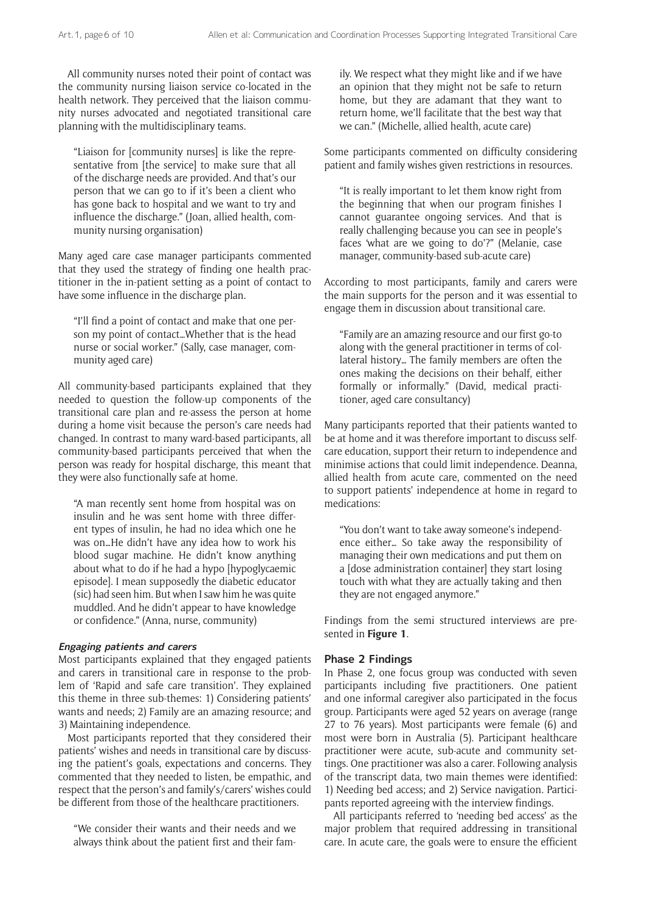All community nurses noted their point of contact was the community nursing liaison service co-located in the health network. They perceived that the liaison community nurses advocated and negotiated transitional care planning with the multidisciplinary teams.

> "Liaison for [community nurses] is like the representative from [the service] to make sure that all of the discharge needs are provided. And that's our person that we can go to if it's been a client who has gone back to hospital and we want to try and influence the discharge." (Joan, allied health, community nursing organisation)

Many aged care case manager participants commented that they used the strategy of finding one health practitioner in the in-patient setting as a point of contact to have some influence in the discharge plan.

> "I'll find a point of contact and make that one person my point of contact…Whether that is the head nurse or social worker." (Sally, case manager, community aged care)

All community-based participants explained that they needed to question the follow-up components of the transitional care plan and re-assess the person at home during a home visit because the person's care needs had changed. In contrast to many ward-based participants, all community-based participants perceived that when the person was ready for hospital discharge, this meant that they were also functionally safe at home.

> "A man recently sent home from hospital was on insulin and he was sent home with three different types of insulin, he had no idea which one he was on…He didn't have any idea how to work his blood sugar machine. He didn't know anything about what to do if he had a hypo [hypoglycaemic episode]. I mean supposedly the diabetic educator (sic) had seen him. But when I saw him he was quite muddled. And he didn't appear to have knowledge or confidence." (Anna, nurse, community)

#### *Engaging patients and carers*

Most participants explained that they engaged patients and carers in transitional care in response to the problem of 'Rapid and safe care transition'. They explained this theme in three sub-themes: 1) Considering patients' wants and needs; 2) Family are an amazing resource; and 3) Maintaining independence.

Most participants reported that they considered their patients' wishes and needs in transitional care by discussing the patient's goals, expectations and concerns. They commented that they needed to listen, be empathic, and respect that the person's and family's/carers' wishes could be different from those of the healthcare practitioners.

> "We consider their wants and their needs and we always think about the patient first and their family. We respect what they might like and if we have an opinion that they might not be safe to return home, but they are adamant that they want to return home, we'll facilitate that the best way that we can." (Michelle, allied health, acute care)

Some participants commented on difficulty considering patient and family wishes given restrictions in resources.

> "It is really important to let them know right from the beginning that when our program finishes I cannot guarantee ongoing services. And that is really challenging because you can see in people's faces 'what are we going to do'?" (Melanie, case manager, community-based sub-acute care)

According to most participants, family and carers were the main supports for the person and it was essential to engage them in discussion about transitional care.

> "Family are an amazing resource and our first go-to along with the general practitioner in terms of collateral history… The family members are often the ones making the decisions on their behalf, either formally or informally." (David, medical practitioner, aged care consultancy)

Many participants reported that their patients wanted to be at home and it was therefore important to discuss self-care education, support their return to independence and minimise actions that could limit independence. Deanna, allied health from acute care, commented on the need to support patients' independence at home in regard to medications:

> "You don't want to take away someone's independence either… So take away the responsibility of managing their own medications and put them on a [dose administration container] they start losing touch with what they are actually taking and then they are not engaged anymore."

Findings from the semi structured interviews are presented in **Figure 1**.

### Phase 2 Findings

In Phase 2, one focus group was conducted with seven participants including five practitioners. One patient and one informal caregiver also participated in the focus group. Participants were aged 52 years on average (range 27 to 76 years). Most participants were female (6) and most were born in Australia (5). Participant healthcare practitioner were acute, sub-acute and community settings. One practitioner was also a carer. Following analysis of the transcript data, two main themes were identified: 1) Needing bed access; and 2) Service navigation. Participants reported agreeing with the interview findings.

All participants referred to 'needing bed access' as the major problem that required addressing in transitional care. In acute care, the goals were to ensure the efficient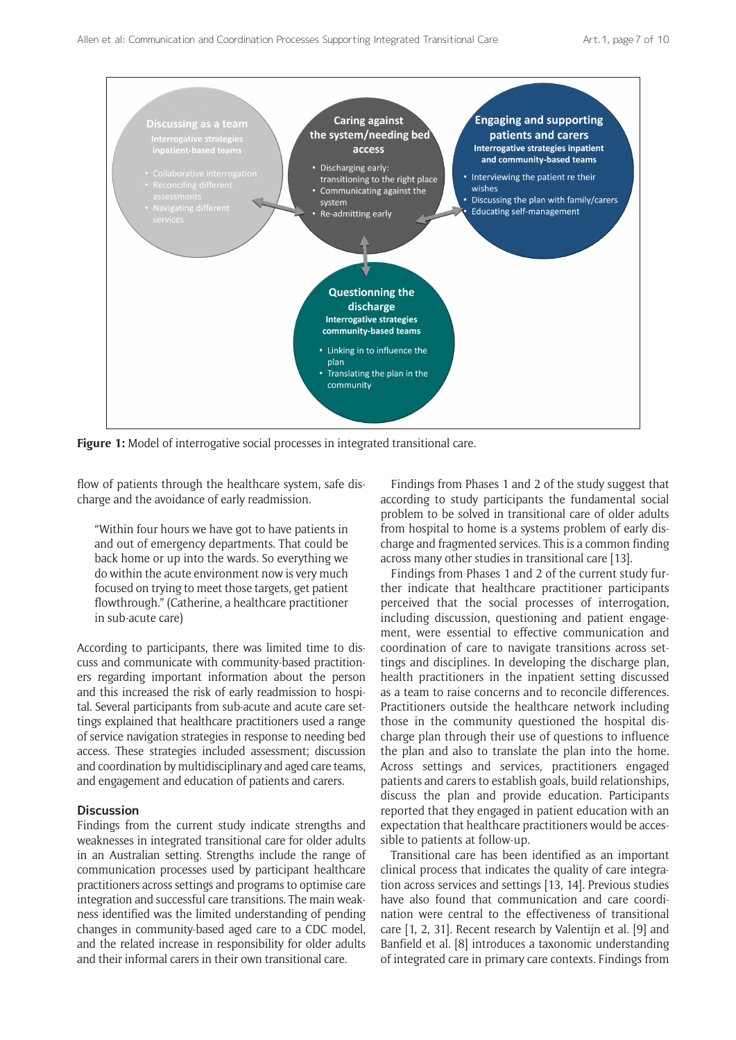**Discussing as a team**
Interrogative strategies inpatient-based teams

- Collaborative interrogation
- Reconciling different assessments
- Navigating different services

**Caring against the system/needing bed access**

- Discharging early: transitioning to the right place
- Communicating against the system
- Re-admitting early

**Engaging and supporting patients and carers**
Interrogative strategies inpatient and community-based teams

- Interviewing the patient re their wishes
- Discussing the plan with family/carers
- Educating self-management

**Questionning the discharge**
Interrogative strategies community-based teams

- Linking in to influence the plan
- Translating the plan in the community

**Figure 1:** Model of interrogative social processes in integrated transitional care.

flow of patients through the healthcare system, safe discharge and the avoidance of early readmission.

> "Within four hours we have got to have patients in and out of emergency departments. That could be back home or up into the wards. So everything we do within the acute environment now is very much focused on trying to meet those targets, get patient flowthrough." (Catherine, a healthcare practitioner in sub-acute care)

According to participants, there was limited time to discuss and communicate with community-based practitioners regarding important information about the person and this increased the risk of early readmission to hospital. Several participants from sub-acute and acute care settings explained that healthcare practitioners used a range of service navigation strategies in response to needing bed access. These strategies included assessment; discussion and coordination by multidisciplinary and aged care teams, and engagement and education of patients and carers.

### Discussion

Findings from the current study indicate strengths and weaknesses in integrated transitional care for older adults in an Australian setting. Strengths include the range of communication processes used by participant healthcare practitioners across settings and programs to optimise care integration and successful care transitions. The main weakness identified was the limited understanding of pending changes in community-based aged care to a CDC model, and the related increase in responsibility for older adults and their informal carers in their own transitional care.

Findings from Phases 1 and 2 of the study suggest that according to study participants the fundamental social problem to be solved in transitional care of older adults from hospital to home is a systems problem of early discharge and fragmented services. This is a common finding across many other studies in transitional care [13].

Findings from Phases 1 and 2 of the current study further indicate that healthcare practitioner participants perceived that the social processes of interrogation, including discussion, questioning and patient engagement, were essential to effective communication and coordination of care to navigate transitions across settings and disciplines. In developing the discharge plan, health practitioners in the inpatient setting discussed as a team to raise concerns and to reconcile differences. Practitioners outside the healthcare network including those in the community questioned the hospital discharge plan through their use of questions to influence the plan and also to translate the plan into the home. Across settings and services, practitioners engaged patients and carers to establish goals, build relationships, discuss the plan and provide education. Participants reported that they engaged in patient education with an expectation that healthcare practitioners would be accessible to patients at follow-up.

Transitional care has been identified as an important clinical process that indicates the quality of care integration across services and settings [13, 14]. Previous studies have also found that communication and care coordination were central to the effectiveness of transitional care [1, 2, 31]. Recent research by Valentijn et al. [9] and Banfield et al. [8] introduces a taxonomic understanding of integrated care in primary care contexts. Findings from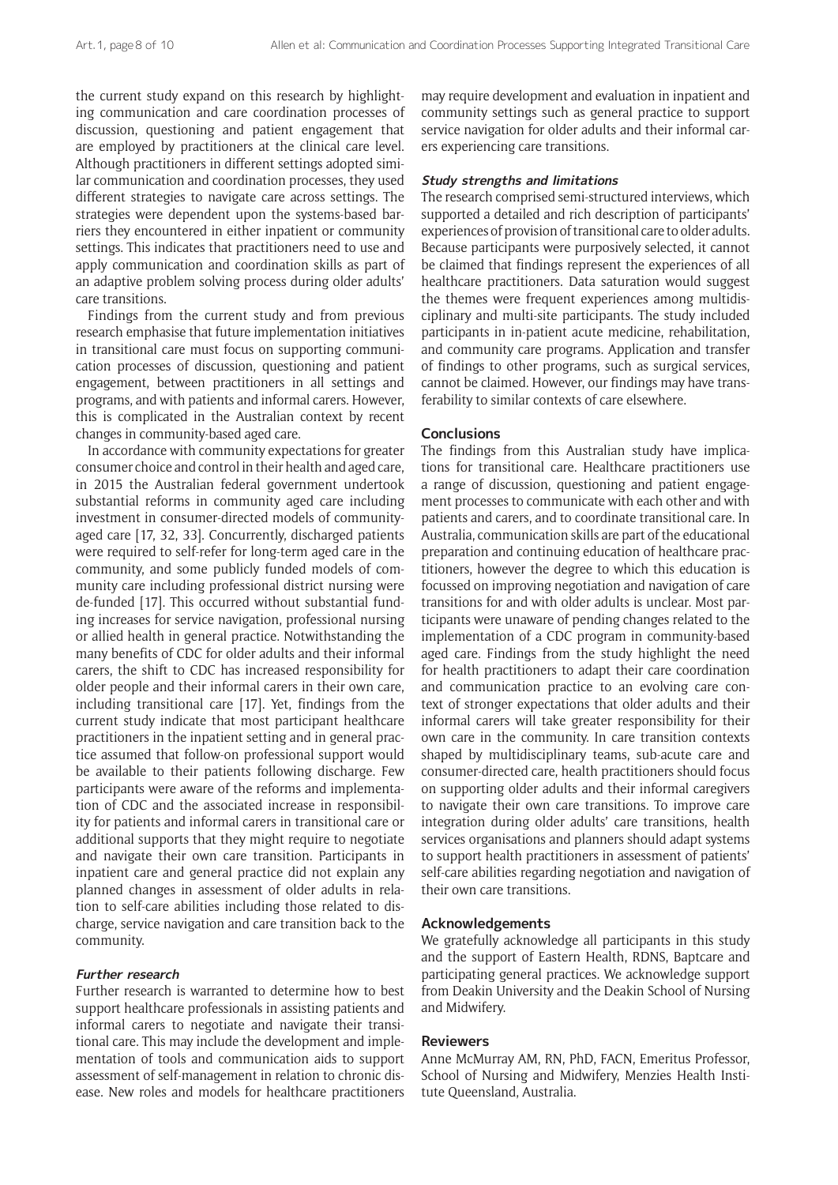the current study expand on this research by highlighting communication and care coordination processes of discussion, questioning and patient engagement that are employed by practitioners at the clinical care level. Although practitioners in different settings adopted similar communication and coordination processes, they used different strategies to navigate care across settings. The strategies were dependent upon the systems-based barriers they encountered in either inpatient or community settings. This indicates that practitioners need to use and apply communication and coordination skills as part of an adaptive problem solving process during older adults' care transitions.

Findings from the current study and from previous research emphasise that future implementation initiatives in transitional care must focus on supporting communication processes of discussion, questioning and patient engagement, between practitioners in all settings and programs, and with patients and informal carers. However, this is complicated in the Australian context by recent changes in community-based aged care.

In accordance with community expectations for greater consumer choice and control in their health and aged care, in 2015 the Australian federal government undertook substantial reforms in community aged care including investment in consumer-directed models of community-aged care [17, 32, 33]. Concurrently, discharged patients were required to self-refer for long-term aged care in the community, and some publicly funded models of community care including professional district nursing were de-funded [17]. This occurred without substantial funding increases for service navigation, professional nursing or allied health in general practice. Notwithstanding the many benefits of CDC for older adults and their informal carers, the shift to CDC has increased responsibility for older people and their informal carers in their own care, including transitional care [17]. Yet, findings from the current study indicate that most participant healthcare practitioners in the inpatient setting and in general practice assumed that follow-on professional support would be available to their patients following discharge. Few participants were aware of the reforms and implementation of CDC and the associated increase in responsibility for patients and informal carers in transitional care or additional supports that they might require to negotiate and navigate their own care transition. Participants in inpatient care and general practice did not explain any planned changes in assessment of older adults in relation to self-care abilities including those related to discharge, service navigation and care transition back to the community.

### *Further research*

Further research is warranted to determine how to best support healthcare professionals in assisting patients and informal carers to negotiate and navigate their transitional care. This may include the development and implementation of tools and communication aids to support assessment of self-management in relation to chronic disease. New roles and models for healthcare practitioners may require development and evaluation in inpatient and community settings such as general practice to support service navigation for older adults and their informal carers experiencing care transitions.

### *Study strengths and limitations*

The research comprised semi-structured interviews, which supported a detailed and rich description of participants' experiences of provision of transitional care to older adults. Because participants were purposively selected, it cannot be claimed that findings represent the experiences of all healthcare practitioners. Data saturation would suggest the themes were frequent experiences among multidisciplinary and multi-site participants. The study included participants in in-patient acute medicine, rehabilitation, and community care programs. Application and transfer of findings to other programs, such as surgical services, cannot be claimed. However, our findings may have transferability to similar contexts of care elsewhere.

## Conclusions

The findings from this Australian study have implications for transitional care. Healthcare practitioners use a range of discussion, questioning and patient engagement processes to communicate with each other and with patients and carers, and to coordinate transitional care. In Australia, communication skills are part of the educational preparation and continuing education of healthcare practitioners, however the degree to which this education is focussed on improving negotiation and navigation of care transitions for and with older adults is unclear. Most participants were unaware of pending changes related to the implementation of a CDC program in community-based aged care. Findings from the study highlight the need for health practitioners to adapt their care coordination and communication practice to an evolving care context of stronger expectations that older adults and their informal carers will take greater responsibility for their own care in the community. In care transition contexts shaped by multidisciplinary teams, sub-acute care and consumer-directed care, health practitioners should focus on supporting older adults and their informal caregivers to navigate their own care transitions. To improve care integration during older adults' care transitions, health services organisations and planners should adapt systems to support health practitioners in assessment of patients' self-care abilities regarding negotiation and navigation of their own care transitions.

## Acknowledgements

We gratefully acknowledge all participants in this study and the support of Eastern Health, RDNS, Baptcare and participating general practices. We acknowledge support from Deakin University and the Deakin School of Nursing and Midwifery.

## Reviewers

Anne McMurray AM, RN, PhD, FACN, Emeritus Professor, School of Nursing and Midwifery, Menzies Health Institute Queensland, Australia.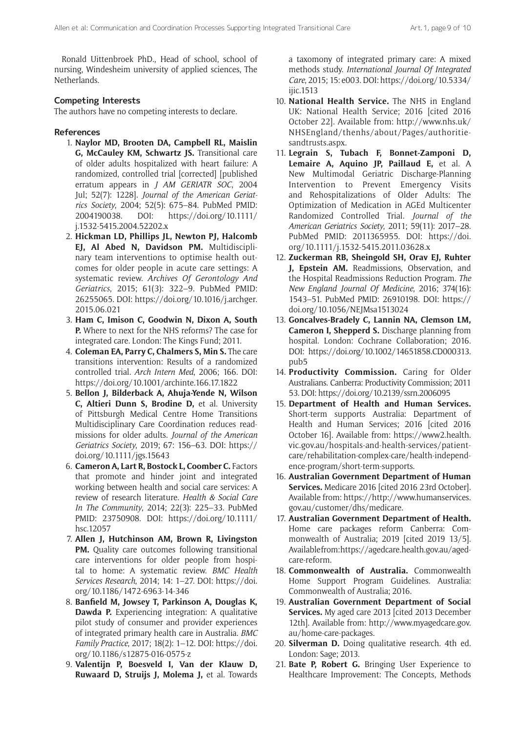Ronald Uittenbroek PhD., Head of school, school of nursing, Windesheim university of applied sciences, The Netherlands.

### Competing Interests

The authors have no competing interests to declare.

### References

1. **Naylor MD, Brooten DA, Campbell RL, Maislin G, McCauley KM, Schwartz JS.** Transitional care of older adults hospitalized with heart failure: A randomized, controlled trial [corrected] [published erratum appears in *J AM GERIATR SOC*, 2004 Jul; 52(7): 1228]. *Journal of the American Geriatrics Society*, 2004; 52(5): 675–84. PubMed PMID: 2004190038. DOI: https://doi.org/10.1111/j.1532-5415.2004.52202.x
2. **Hickman LD, Phillips JL, Newton PJ, Halcomb EJ, Al Abed N, Davidson PM.** Multidisciplinary team interventions to optimise health outcomes for older people in acute care settings: A systematic review. *Archives Of Gerontology And Geriatrics*, 2015; 61(3): 322–9. PubMed PMID: 26255065. DOI: https://doi.org/10.1016/j.archger.2015.06.021
3. **Ham C, Imison C, Goodwin N, Dixon A, South P.** Where to next for the NHS reforms? The case for integrated care. London: The Kings Fund; 2011.
4. **Coleman EA, Parry C, Chalmers S, Min S.** The care transitions intervention: Results of a randomized controlled trial. *Arch Intern Med*, 2006; 166. DOI: https://doi.org/10.1001/archinte.166.17.1822
5. **Bellon J, Bilderback A, Ahuja-Yende N, Wilson C, Altieri Dunn S, Brodine D,** et al. University of Pittsburgh Medical Centre Home Transitions Multidisciplinary Care Coordination reduces readmissions for older adults. *Journal of the American Geriatrics Society*, 2019; 67: 156–63. DOI: https://doi.org/10.1111/jgs.15643
6. **Cameron A, Lart R, Bostock L, Coomber C.** Factors that promote and hinder joint and integrated working between health and social care services: A review of research literature. *Health & Social Care In The Community*, 2014; 22(3): 225–33. PubMed PMID: 23750908. DOI: https://doi.org/10.1111/hsc.12057
7. **Allen J, Hutchinson AM, Brown R, Livingston PM.** Quality care outcomes following transitional care interventions for older people from hospital to home: A systematic review. *BMC Health Services Research*, 2014; 14: 1–27. DOI: https://doi.org/10.1186/1472-6963-14-346
8. **Banfield M, Jowsey T, Parkinson A, Douglas K, Dawda P.** Experiencing integration: A qualitative pilot study of consumer and provider experiences of integrated primary health care in Australia. *BMC Family Practice*, 2017; 18(2): 1–12. DOI: https://doi.org/10.1186/s12875-016-0575-z
9. **Valentijn P, Boesveld I, Van der Klauw D, Ruwaard D, Struijs J, Molema J,** et al. Towards a taxomony of integrated primary care: A mixed methods study. *International Journal Of Integrated Care*, 2015; 15: e003. DOI: https://doi.org/10.5334/ijic.1513
10. **National Health Service.** The NHS in England UK: National Health Service; 2016 [cited 2016 October 22]. Available from: http://www.nhs.uk/NHSEngland/thenhs/about/Pages/authoritiesandtrusts.aspx.
11. **Legrain S, Tubach F, Bonnet-Zamponi D, Lemaire A, Aquino JP, Paillaud E,** et al. A New Multimodal Geriatric Discharge-Planning Intervention to Prevent Emergency Visits and Rehospitalizations of Older Adults: The Optimization of Medication in AGEd Multicenter Randomized Controlled Trial. *Journal of the American Geriatrics Society*, 2011; 59(11): 2017–28. PubMed PMID: 2011365955. DOI: https://doi.org/10.1111/j.1532-5415.2011.03628.x
12. **Zuckerman RB, Sheingold SH, Orav EJ, Ruhter J, Epstein AM.** Readmissions, Observation, and the Hospital Readmissions Reduction Program. *The New England Journal Of Medicine*, 2016; 374(16): 1543–51. PubMed PMID: 26910198. DOI: https://doi.org/10.1056/NEJMsa1513024
13. **Goncalves-Bradely C, Lannin NA, Clemson LM, Cameron I, Shepperd S.** Discharge planning from hospital. London: Cochrane Collaboration; 2016. DOI: https://doi.org/10.1002/14651858.CD000313.pub5
14. **Productivity Commission.** Caring for Older Australians. Canberra: Productivity Commission; 2011 53. DOI: https://doi.org/10.2139/ssrn.2006095
15. **Department of Health and Human Services.** Short-term supports Australia: Department of Health and Human Services; 2016 [cited 2016 October 16]. Available from: https://www2.health.vic.gov.au/hospitals-and-health-services/patient-care/rehabilitation-complex-care/health-independence-program/short-term-supports.
16. **Australian Government Department of Human Services.** Medicare 2016 [cited 2016 23rd October]. Available from: https://http://www.humanservices.gov.au/customer/dhs/medicare.
17. **Australian Government Department of Health.** Home care packages reform Canberra: Commonwealth of Australia; 2019 [cited 2019 13/5]. Available from: https://agedcare.health.gov.au/aged-care-reform.
18. **Commonwealth of Australia.** Commonwealth Home Support Program Guidelines. Australia: Commonwealth of Australia; 2016.
19. **Australian Government Department of Social Services.** My aged care 2013 [cited 2013 December 12th]. Available from: http://www.myagedcare.gov.au/home-care-packages.
20. **Silverman D.** Doing qualitative research. 4th ed. London: Sage; 2013.
21. **Bate P, Robert G.** Bringing User Experience to Healthcare Improvement: The Concepts, Methods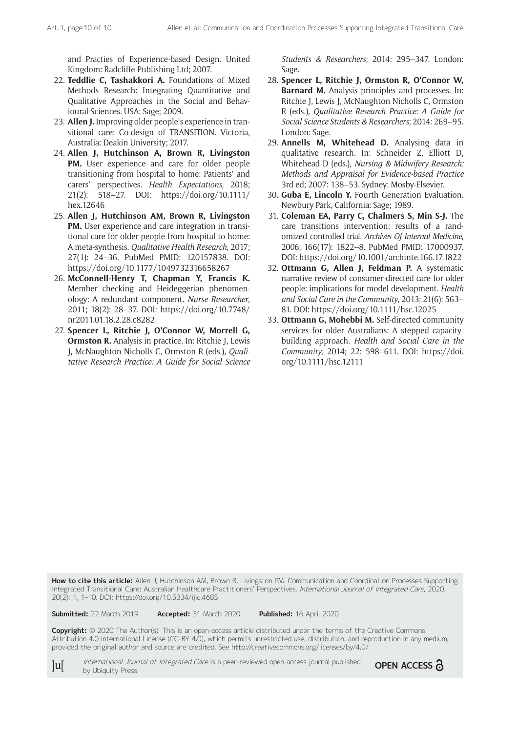and Practies of Experience-based Design. United Kingdom: Radcliffe Publishing Ltd; 2007.

22. **Teddlie C, Tashakkori A.** Foundations of Mixed Methods Research: Integrating Quantitative and Qualitative Approaches in the Social and Behavioural Sciences. USA: Sage; 2009.
23. **Allen J.** Improving older people's experience in transitional care: Co-design of TRANSITION. Victoria, Australia: Deakin University; 2017.
24. **Allen J, Hutchinson A, Brown R, Livingston PM.** User experience and care for older people transitioning from hospital to home: Patients' and carers' perspectives. *Health Expectations*, 2018; 21(2): 518–27. DOI: https://doi.org/10.1111/hex.12646
25. **Allen J, Hutchinson AM, Brown R, Livingston PM.** User experience and care integration in transitional care for older people from hospital to home: A meta-synthesis. *Qualitative Health Research*, 2017; 27(1): 24–36. PubMed PMID: 120157838. DOI: https://doi.org/10.1177/1049732316658267
26. **McConnell-Henry T, Chapman Y, Francis K.** Member checking and Heideggerian phenomenology: A redundant component. *Nurse Researcher*, 2011; 18(2): 28–37. DOI: https://doi.org/10.7748/nr2011.01.18.2.28.c8282
27. **Spencer L, Ritchie J, O'Connor W, Morrell G, Ormston R.** Analysis in practice. In: Ritchie J, Lewis J, McNaughton Nicholls C, Ormston R (eds.), *Qualitative Research Practice: A Guide for Social Science Students & Researchers*; 2014: 295–347. London: Sage.
28. **Spencer L, Ritchie J, Ormston R, O'Connor W, Barnard M.** Analysis principles and processes. In: Ritchie J, Lewis J, McNaughton Nicholls C, Ormston R (eds.), *Qualitative Research Practice: A Guide for Social Science Students & Researchers*; 2014: 269–95. London: Sage.
29. **Annells M, Whitehead D.** Analysing data in qualitative research. In: Schneider Z, Elliott D, Whitehead D (eds.), *Nursing & Midwifery Research: Methods and Appraisal for Evidence-based Practice* 3rd ed; 2007: 138–53. Sydney: Mosby-Elsevier.
30. **Guba E, Lincoln Y.** Fourth Generation Evaluation. Newbury Park, California: Sage; 1989.
31. **Coleman EA, Parry C, Chalmers S, Min S-J.** The care transitions intervention: results of a randomized controlled trial. *Archives Of Internal Medicine*, 2006; 166(17): 1822–8. PubMed PMID: 17000937. DOI: https://doi.org/10.1001/archinte.166.17.1822
32. **Ottmann G, Allen J, Feldman P.** A systematic narrative review of consumer-directed care for older people: implications for model development. *Health and Social Care in the Community*, 2013; 21(6): 563–81. DOI: https://doi.org/10.1111/hsc.12025
33. **Ottmann G, Mohebbi M.** Self-directed community services for older Australians: A stepped capacity-building approach. *Health and Social Care in the Community*, 2014; 22: 598–611. DOI: https://doi.org/10.1111/hsc.12111

**How to cite this article:** Allen J, Hutchinson AM, Brown R, Livingston PM. Communication and Coordination Processes Supporting Integrated Transitional Care: Australian Healthcare Practitioners' Perspectives. *International Journal of Integrated Care*, 2020; 20(2): 1, 1–10. DOI: https://doi.org/10.5334/ijic.4685

**Submitted:** 22 March 2019 **Accepted:** 31 March 2020 **Published:** 16 April 2020

**Copyright:** © 2020 The Author(s). This is an open-access article distributed under the terms of the Creative Commons Attribution 4.0 International License (CC-BY 4.0), which permits unrestricted use, distribution, and reproduction in any medium, provided the original author and source are credited. See http://creativecommons.org/licenses/by/4.0/.

*International Journal of Integrated Care* is a peer-reviewed open access journal published by Ubiquity Press.

**OPEN ACCESS**